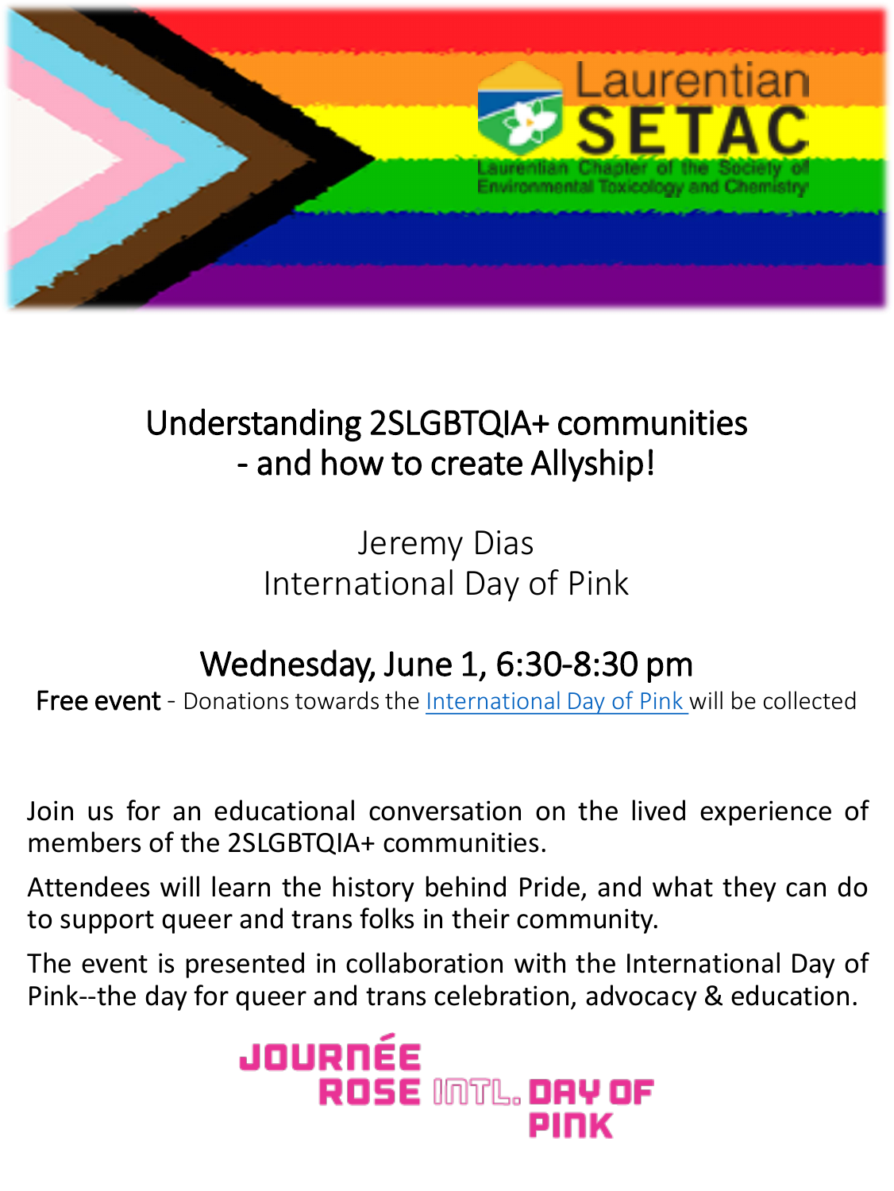Laurentian SETAC

Laurentian Chapter of the Society of Environmental Toxicology and Chemistry

# Understanding 2SLGBTQIA+ communities - and how to create Allyship!

Jeremy Dias

International Day of Pink

## Wednesday, June 1, 6:30-8:30 pm

**Free event** - Donations towards the International Day of Pink will be collected

Join us for an educational conversation on the lived experience of members of the 2SLGBTQIA+ communities.

Attendees will learn the history behind Pride, and what they can do to support queer and trans folks in their community.

The event is presented in collaboration with the International Day of Pink--the day for queer and trans celebration, advocacy & education.

JOURNÉE ROSE INTL. DAY OF PINK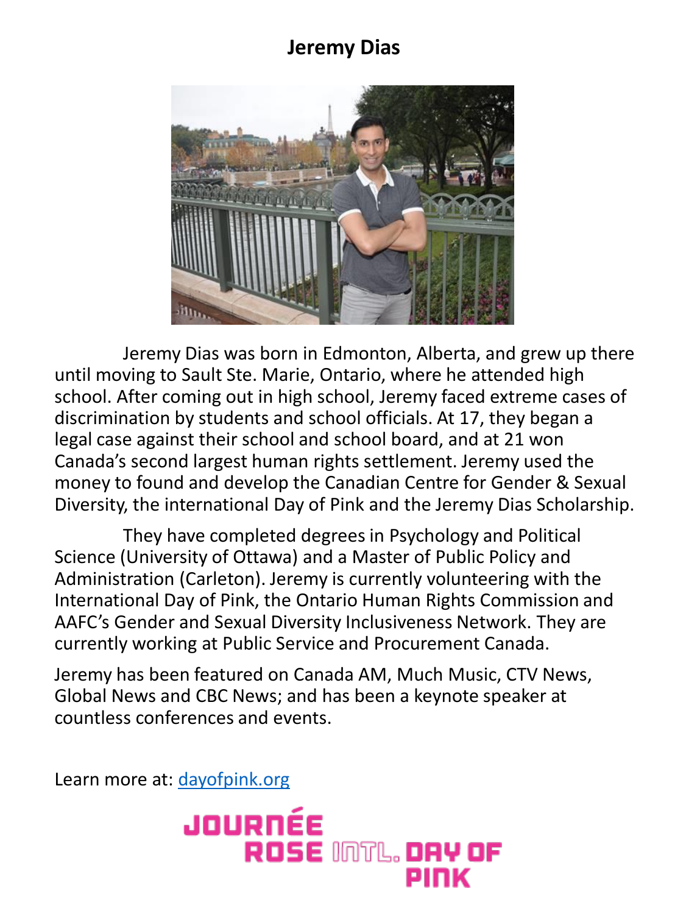# Jeremy Dias

Jeremy Dias was born in Edmonton, Alberta, and grew up there until moving to Sault Ste. Marie, Ontario, where he attended high school. After coming out in high school, Jeremy faced extreme cases of discrimination by students and school officials. At 17, they began a legal case against their school and school board, and at 21 won Canada's second largest human rights settlement. Jeremy used the money to found and develop the Canadian Centre for Gender & Sexual Diversity, the international Day of Pink and the Jeremy Dias Scholarship.

They have completed degrees in Psychology and Political Science (University of Ottawa) and a Master of Public Policy and Administration (Carleton). Jeremy is currently volunteering with the International Day of Pink, the Ontario Human Rights Commission and AAFC's Gender and Sexual Diversity Inclusiveness Network. They are currently working at Public Service and Procurement Canada.

Jeremy has been featured on Canada AM, Much Music, CTV News, Global News and CBC News; and has been a keynote speaker at countless conferences and events.

Learn more at: [dayofpink.org](dayofpink.org)

JOURNÉE ROSE INTL. DAY OF PINK